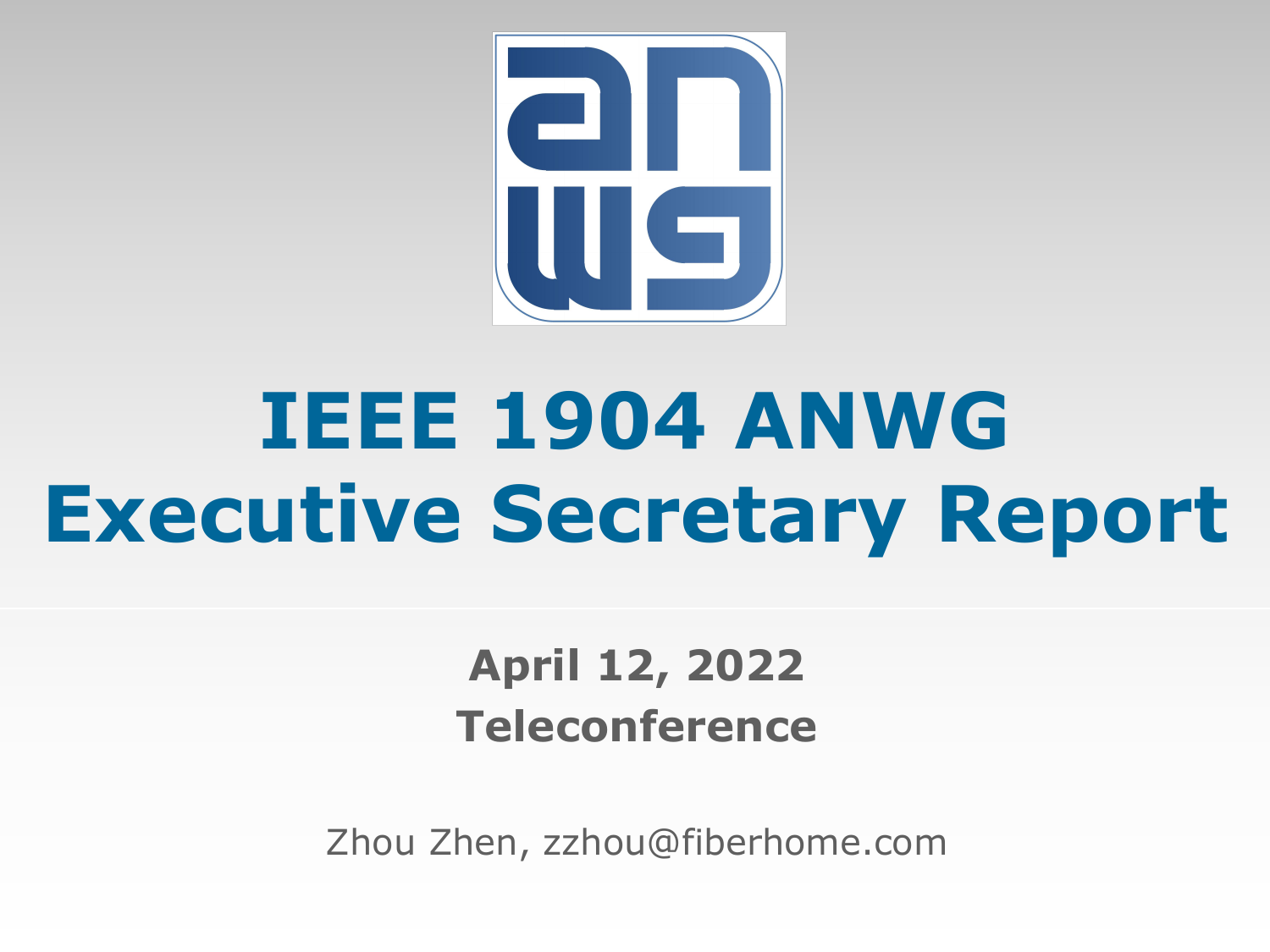# IEEE 1904 ANWG Executive Secretary Report

**April 12, 2022**
**Teleconference**

Zhou Zhen, zzhou@fiberhome.com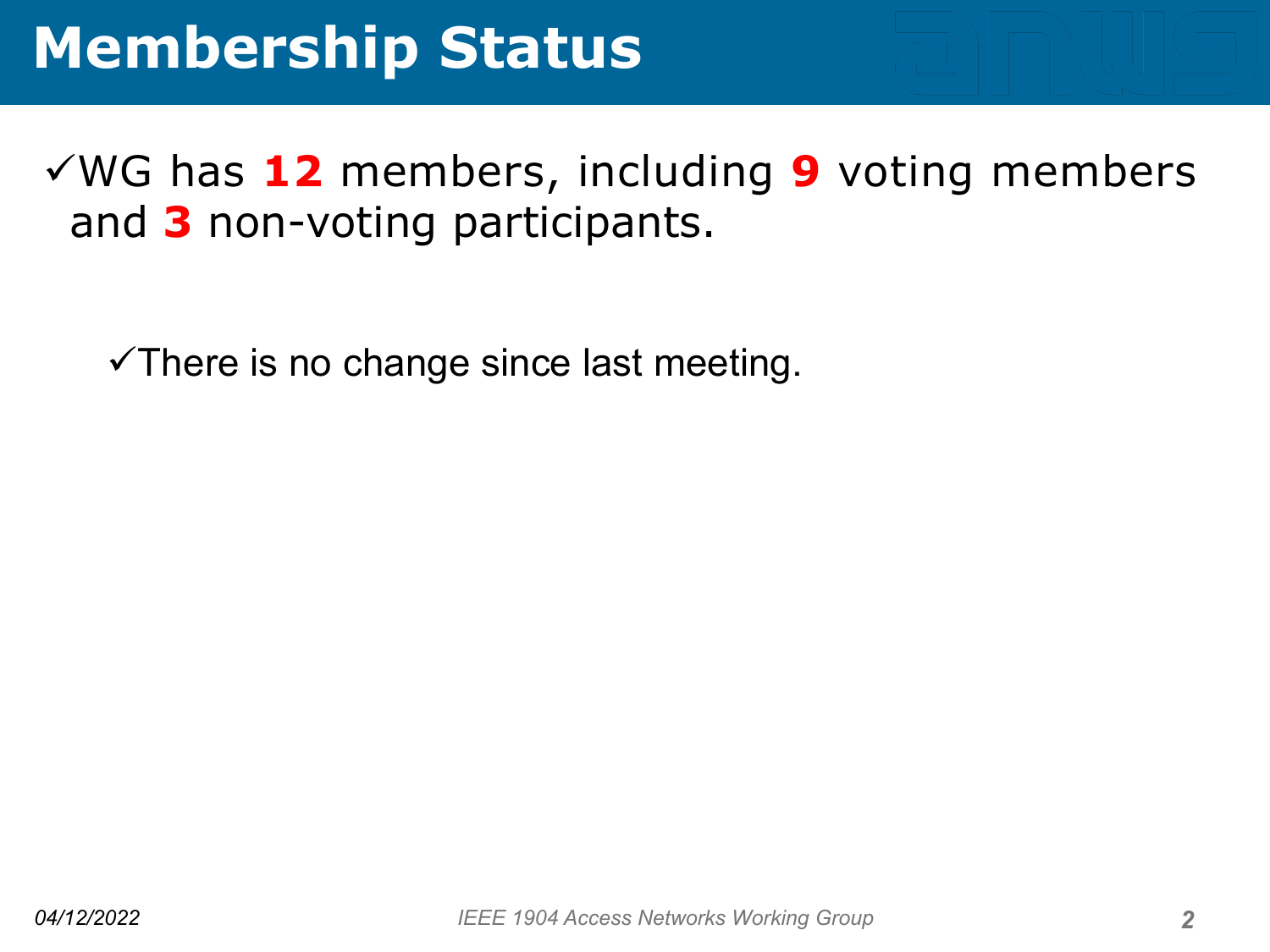# Membership Status

- ✓WG has **12** members, including **9** voting members and **3** non-voting participants.

  - ✓There is no change since last meeting.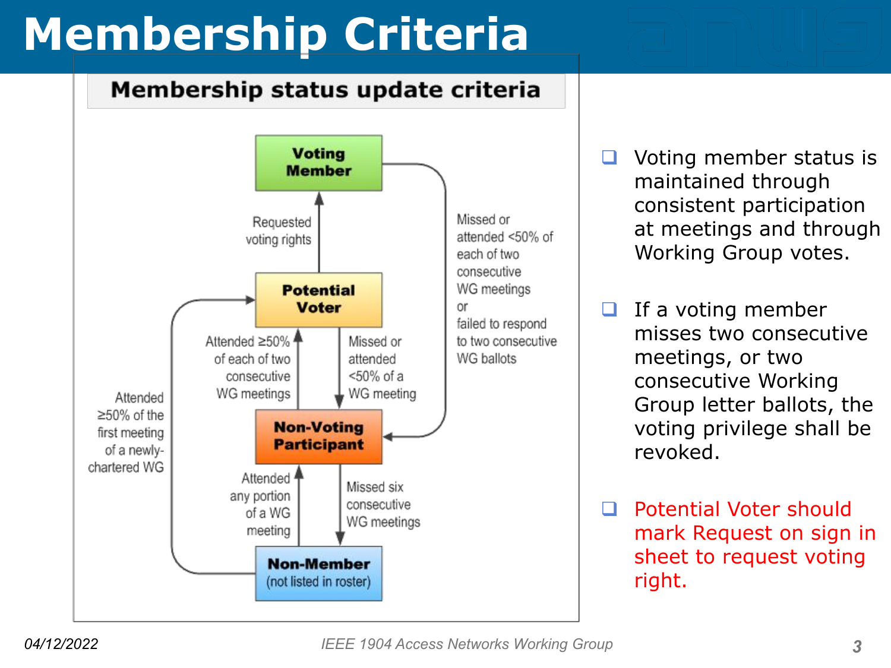# Membership Criteria

**Membership status update criteria**

**Voting Member**

Requested voting rights

Missed or attended <50% of each of two consecutive WG meetings or failed to respond to two consecutive WG ballots

**Potential Voter**

Attended ≥50% of each of two consecutive WG meetings

Missed or attended <50% of a WG meeting

Attended ≥50% of the first meeting of a newly-chartered WG

**Non-Voting Participant**

Attended any portion of a WG meeting

Missed six consecutive WG meetings

**Non-Member** (not listed in roster)

- Voting member status is maintained through consistent participation at meetings and through Working Group votes.
- If a voting member misses two consecutive meetings, or two consecutive Working Group letter ballots, the voting privilege shall be revoked.
- Potential Voter should mark Request on sign in sheet to request voting right.

04/12/2022

IEEE 1904 Access Networks Working Group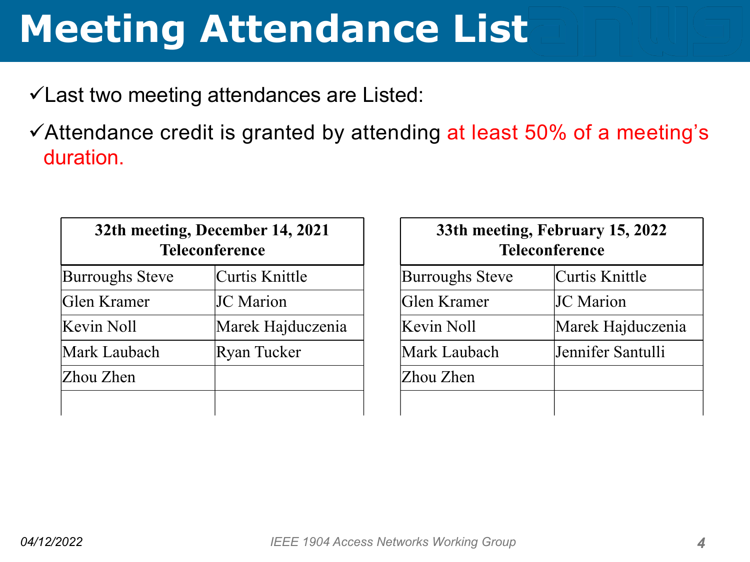# Meeting Attendance List

- ✓Last two meeting attendances are Listed:
- ✓Attendance credit is granted by attending at least 50% of a meeting's duration.

| 32th meeting, December 14, 2021 Teleconference | |
|---|---|
| Burroughs Steve | Curtis Knittle |
| Glen Kramer | JC Marion |
| Kevin Noll | Marek Hajduczenia |
| Mark Laubach | Ryan Tucker |
| Zhou Zhen | |
| | |

| 33th meeting, February 15, 2022 Teleconference | |
|---|---|
| Burroughs Steve | Curtis Knittle |
| Glen Kramer | JC Marion |
| Kevin Noll | Marek Hajduczenia |
| Mark Laubach | Jennifer Santulli |
| Zhou Zhen | |
| | |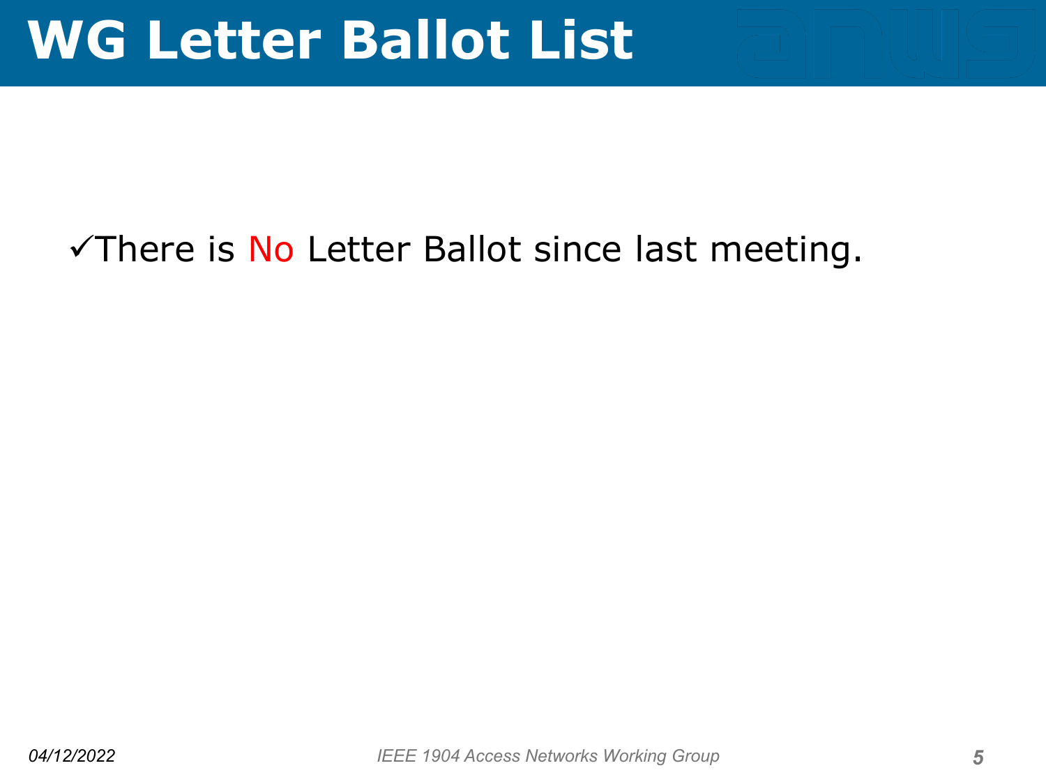# WG Letter Ballot List

✓There is No Letter Ballot since last meeting.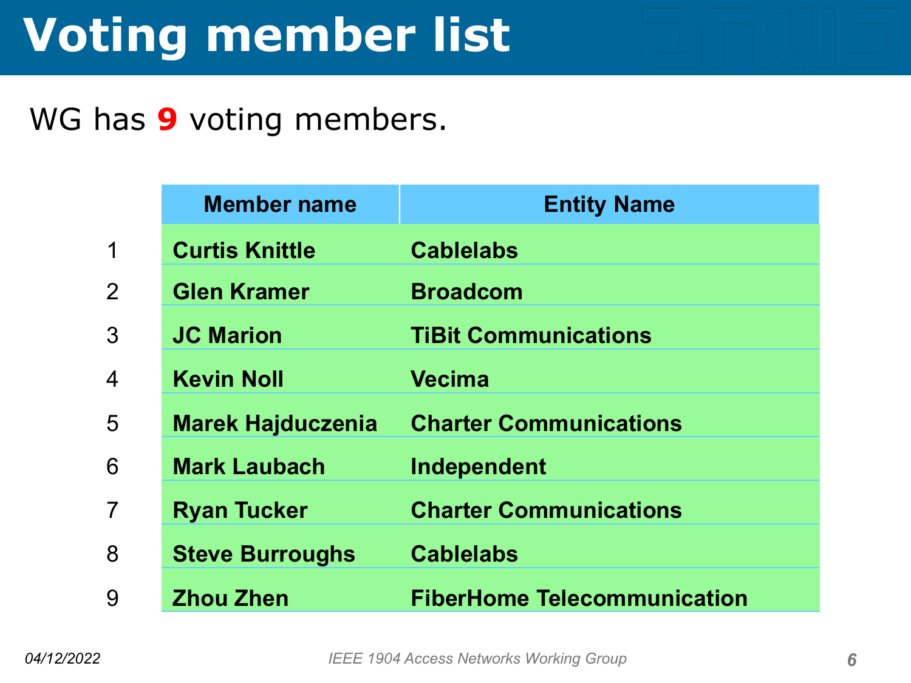# Voting member list

WG has **9** voting members.

| | Member name | Entity Name |
|---|---|---|
| 1 | **Curtis Knittle** | **Cablelabs** |
| 2 | **Glen Kramer** | **Broadcom** |
| 3 | **JC Marion** | **TiBit Communications** |
| 4 | **Kevin Noll** | **Vecima** |
| 5 | **Marek Hajduczenia** | **Charter Communications** |
| 6 | **Mark Laubach** | **Independent** |
| 7 | **Ryan Tucker** | **Charter Communications** |
| 8 | **Steve Burroughs** | **Cablelabs** |
| 9 | **Zhou Zhen** | **FiberHome Telecommunication** |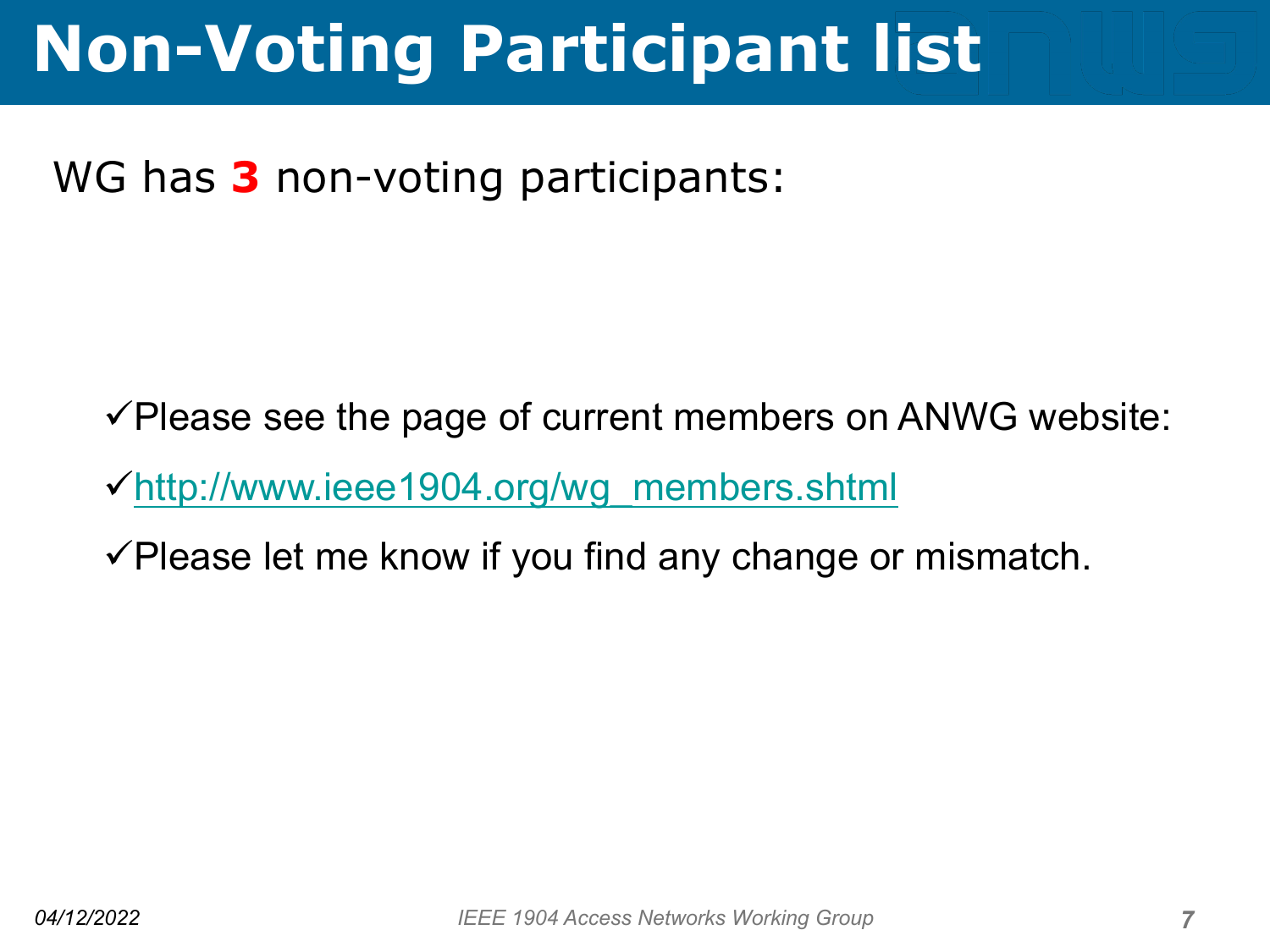# Non-Voting Participant list

WG has **3** non-voting participants:

- ✓Please see the page of current members on ANWG website:
- ✓[http://www.ieee1904.org/wg_members.shtml](http://www.ieee1904.org/wg_members.shtml)
- ✓Please let me know if you find any change or mismatch.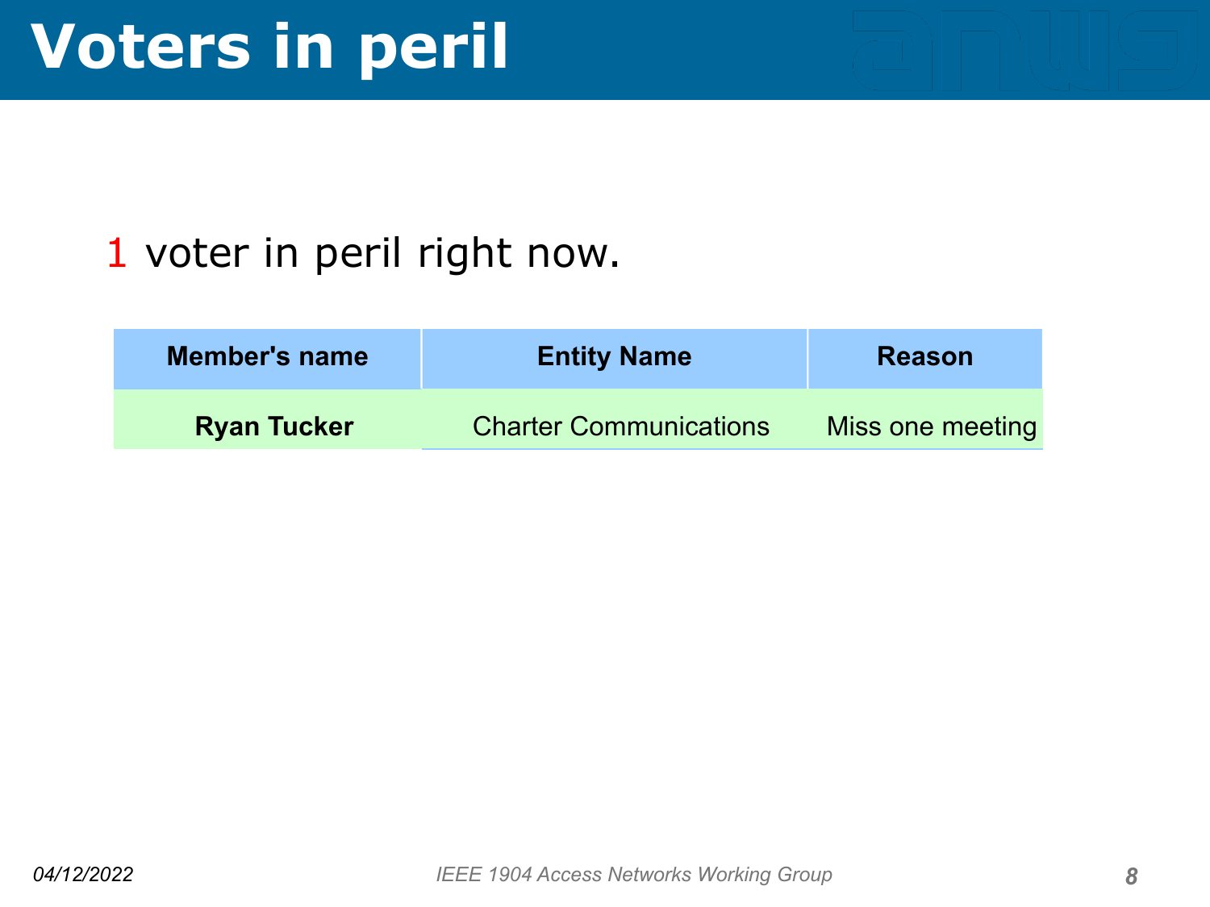# Voters in peril

1 voter in peril right now.

| Member's name | Entity Name | Reason |
|---|---|---|
| **Ryan Tucker** | Charter Communications | Miss one meeting |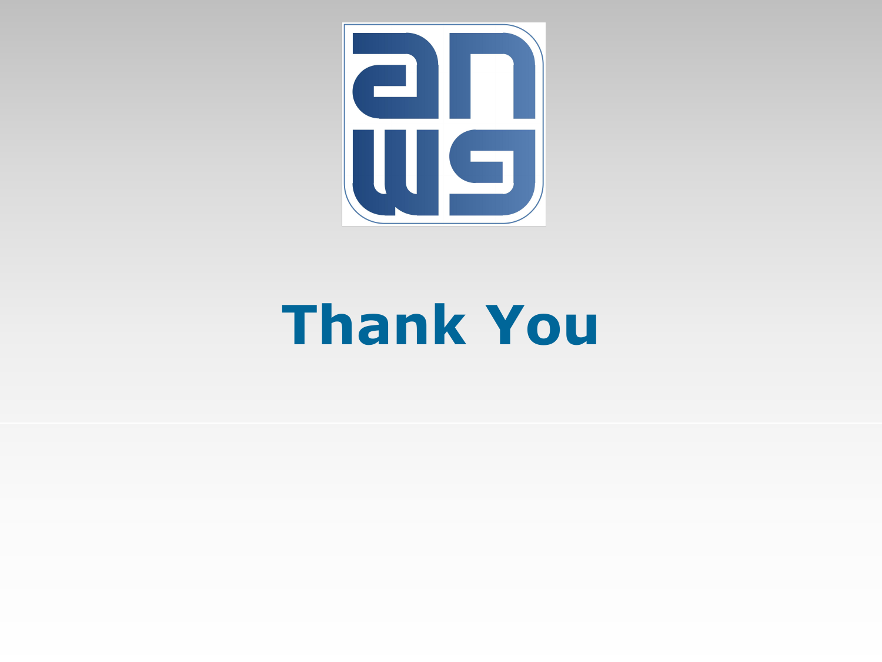# Thank You